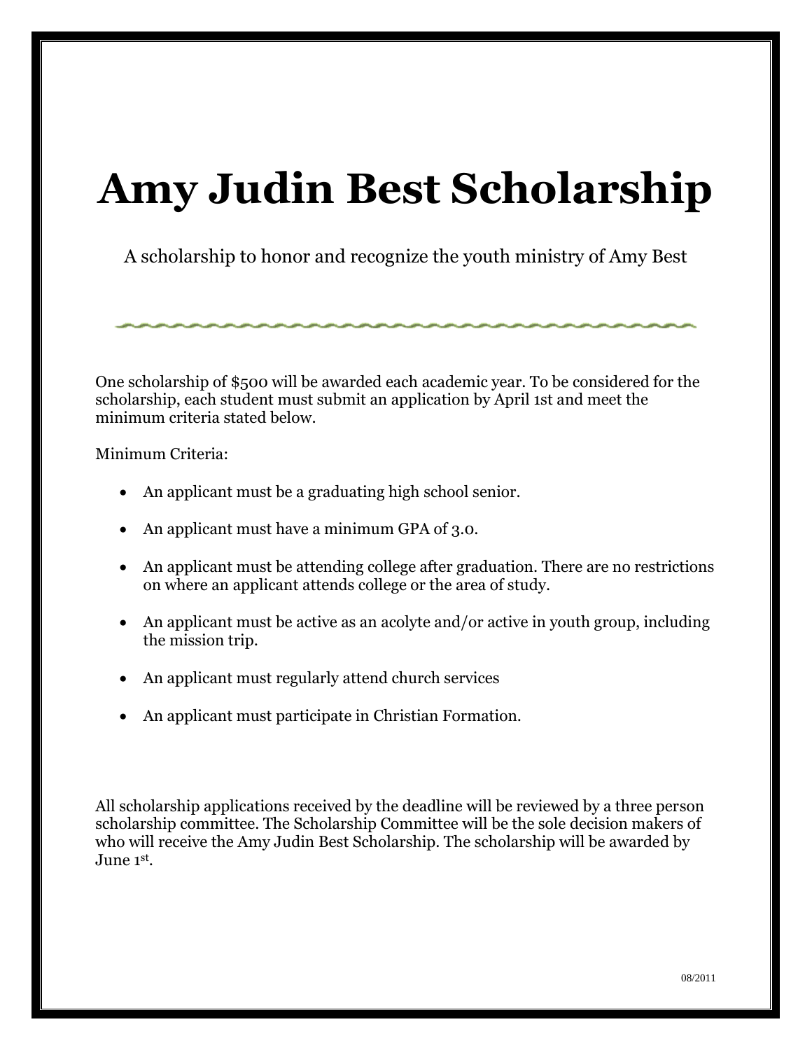# Amy Judin Best Scholarship

A scholarship to honor and recognize the youth ministry of Amy Best

One scholarship of $500 will be awarded each academic year. To be considered for the scholarship, each student must submit an application by April 1st and meet the minimum criteria stated below.

Minimum Criteria:

- An applicant must be a graduating high school senior.
- An applicant must have a minimum GPA of 3.0.
- An applicant must be attending college after graduation. There are no restrictions on where an applicant attends college or the area of study.
- An applicant must be active as an acolyte and/or active in youth group, including the mission trip.
- An applicant must regularly attend church services
- An applicant must participate in Christian Formation.

All scholarship applications received by the deadline will be reviewed by a three person scholarship committee. The Scholarship Committee will be the sole decision makers of who will receive the Amy Judin Best Scholarship. The scholarship will be awarded by June 1st.

08/2011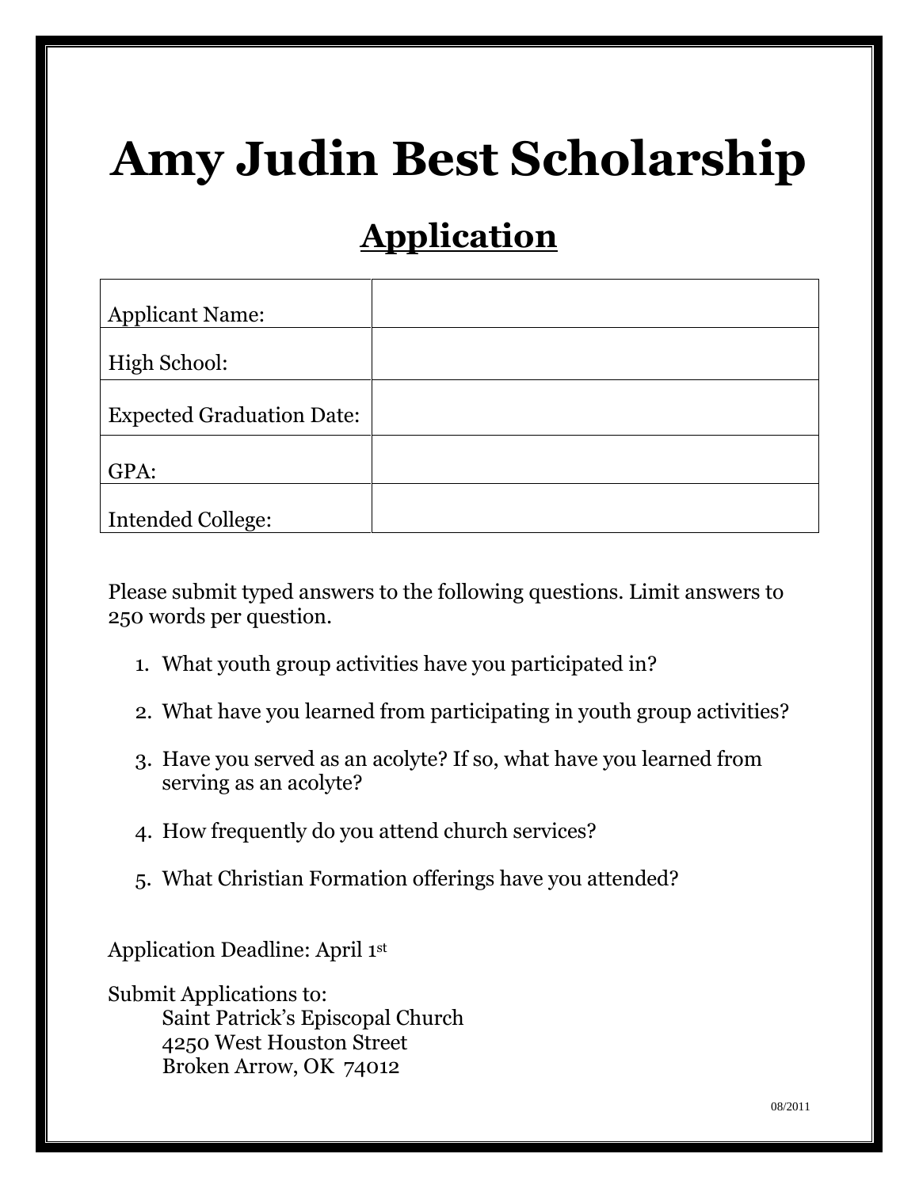# Amy Judin Best Scholarship

## Application

| Applicant Name: | |
|---|---|
| High School: | |
| Expected Graduation Date: | |
| GPA: | |
| Intended College: | |

Please submit typed answers to the following questions. Limit answers to 250 words per question.

1. What youth group activities have you participated in?
2. What have you learned from participating in youth group activities?
3. Have you served as an acolyte? If so, what have you learned from serving as an acolyte?
4. How frequently do you attend church services?
5. What Christian Formation offerings have you attended?

Application Deadline: April 1st

Submit Applications to:
Saint Patrick's Episcopal Church
4250 West Houston Street
Broken Arrow, OK 74012

08/2011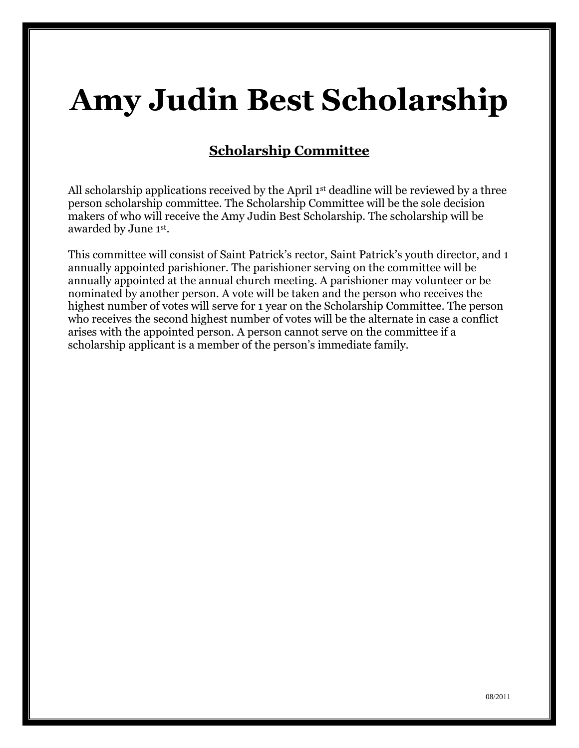# Amy Judin Best Scholarship

## Scholarship Committee

All scholarship applications received by the April 1st deadline will be reviewed by a three person scholarship committee. The Scholarship Committee will be the sole decision makers of who will receive the Amy Judin Best Scholarship. The scholarship will be awarded by June 1st.

This committee will consist of Saint Patrick's rector, Saint Patrick's youth director, and 1 annually appointed parishioner. The parishioner serving on the committee will be annually appointed at the annual church meeting. A parishioner may volunteer or be nominated by another person. A vote will be taken and the person who receives the highest number of votes will serve for 1 year on the Scholarship Committee. The person who receives the second highest number of votes will be the alternate in case a conflict arises with the appointed person. A person cannot serve on the committee if a scholarship applicant is a member of the person's immediate family.

08/2011